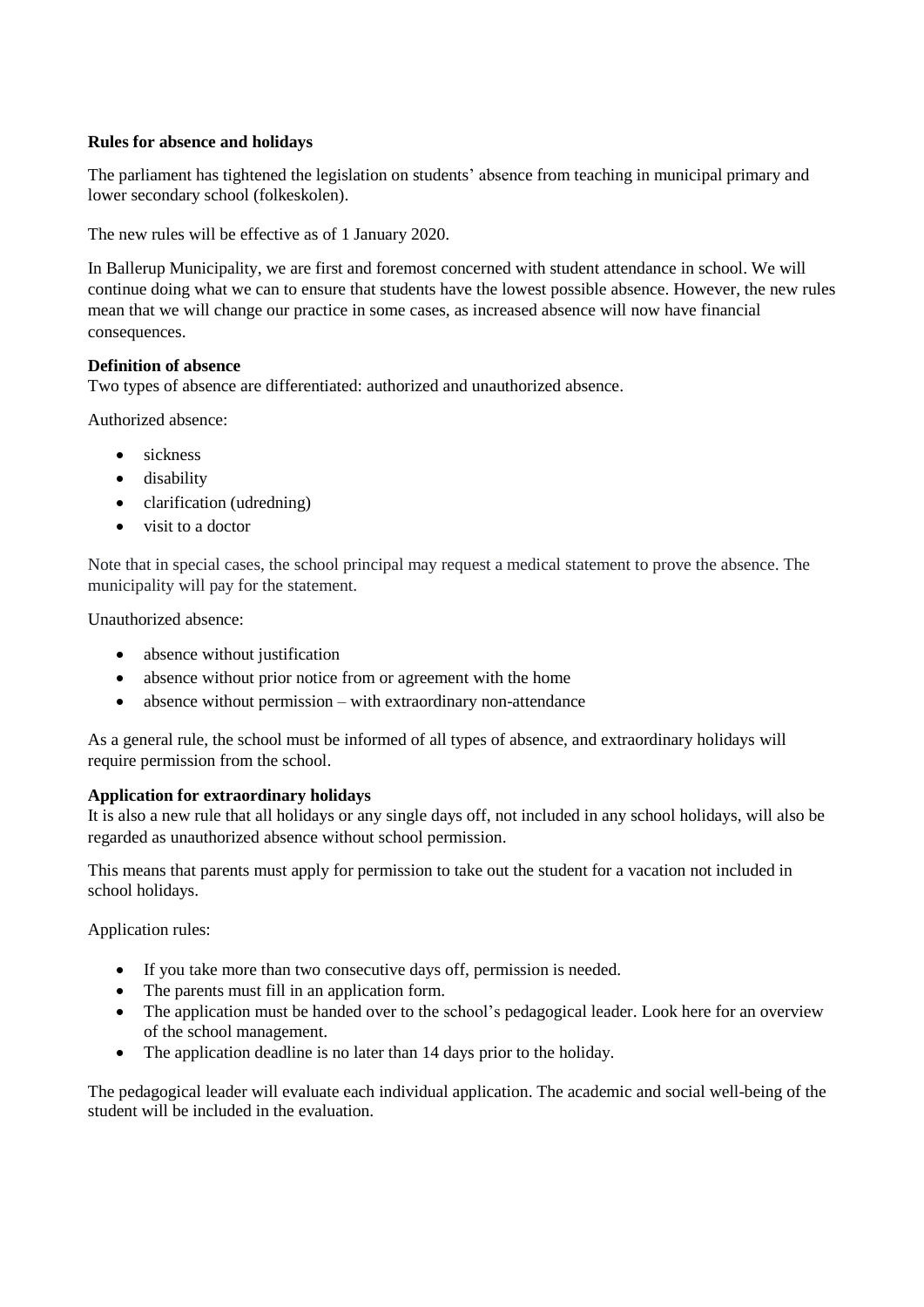**Rules for absence and holidays**

The parliament has tightened the legislation on students' absence from teaching in municipal primary and lower secondary school (folkeskolen).

The new rules will be effective as of 1 January 2020.

In Ballerup Municipality, we are first and foremost concerned with student attendance in school. We will continue doing what we can to ensure that students have the lowest possible absence. However, the new rules mean that we will change our practice in some cases, as increased absence will now have financial consequences.

**Definition of absence**
Two types of absence are differentiated: authorized and unauthorized absence.

Authorized absence:

- sickness
- disability
- clarification (udredning)
- visit to a doctor

Note that in special cases, the school principal may request a medical statement to prove the absence. The municipality will pay for the statement.

Unauthorized absence:

- absence without justification
- absence without prior notice from or agreement with the home
- absence without permission – with extraordinary non-attendance

As a general rule, the school must be informed of all types of absence, and extraordinary holidays will require permission from the school.

**Application for extraordinary holidays**
It is also a new rule that all holidays or any single days off, not included in any school holidays, will also be regarded as unauthorized absence without school permission.

This means that parents must apply for permission to take out the student for a vacation not included in school holidays.

Application rules:

- If you take more than two consecutive days off, permission is needed.
- The parents must fill in an application form.
- The application must be handed over to the school's pedagogical leader. Look here for an overview of the school management.
- The application deadline is no later than 14 days prior to the holiday.

The pedagogical leader will evaluate each individual application. The academic and social well-being of the student will be included in the evaluation.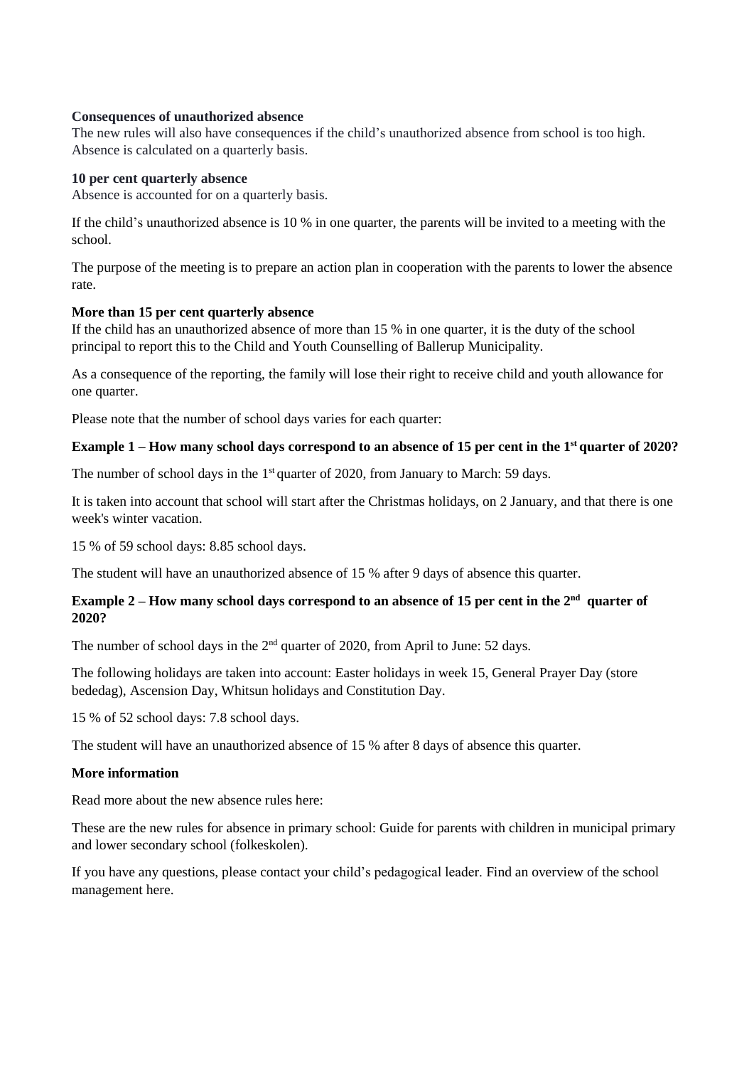**Consequences of unauthorized absence**

The new rules will also have consequences if the child's unauthorized absence from school is too high. Absence is calculated on a quarterly basis.

**10 per cent quarterly absence**

Absence is accounted for on a quarterly basis.

If the child's unauthorized absence is 10 % in one quarter, the parents will be invited to a meeting with the school.

The purpose of the meeting is to prepare an action plan in cooperation with the parents to lower the absence rate.

**More than 15 per cent quarterly absence**

If the child has an unauthorized absence of more than 15 % in one quarter, it is the duty of the school principal to report this to the Child and Youth Counselling of Ballerup Municipality.

As a consequence of the reporting, the family will lose their right to receive child and youth allowance for one quarter.

Please note that the number of school days varies for each quarter:

**Example 1 – How many school days correspond to an absence of 15 per cent in the 1st quarter of 2020?**

The number of school days in the 1st quarter of 2020, from January to March: 59 days.

It is taken into account that school will start after the Christmas holidays, on 2 January, and that there is one week's winter vacation.

15 % of 59 school days: 8.85 school days.

The student will have an unauthorized absence of 15 % after 9 days of absence this quarter.

**Example 2 – How many school days correspond to an absence of 15 per cent in the 2nd quarter of 2020?**

The number of school days in the 2nd quarter of 2020, from April to June: 52 days.

The following holidays are taken into account: Easter holidays in week 15, General Prayer Day (store bededag), Ascension Day, Whitsun holidays and Constitution Day.

15 % of 52 school days: 7.8 school days.

The student will have an unauthorized absence of 15 % after 8 days of absence this quarter.

**More information**

Read more about the new absence rules here:

These are the new rules for absence in primary school: Guide for parents with children in municipal primary and lower secondary school (folkeskolen).

If you have any questions, please contact your child's pedagogical leader. Find an overview of the school management here.